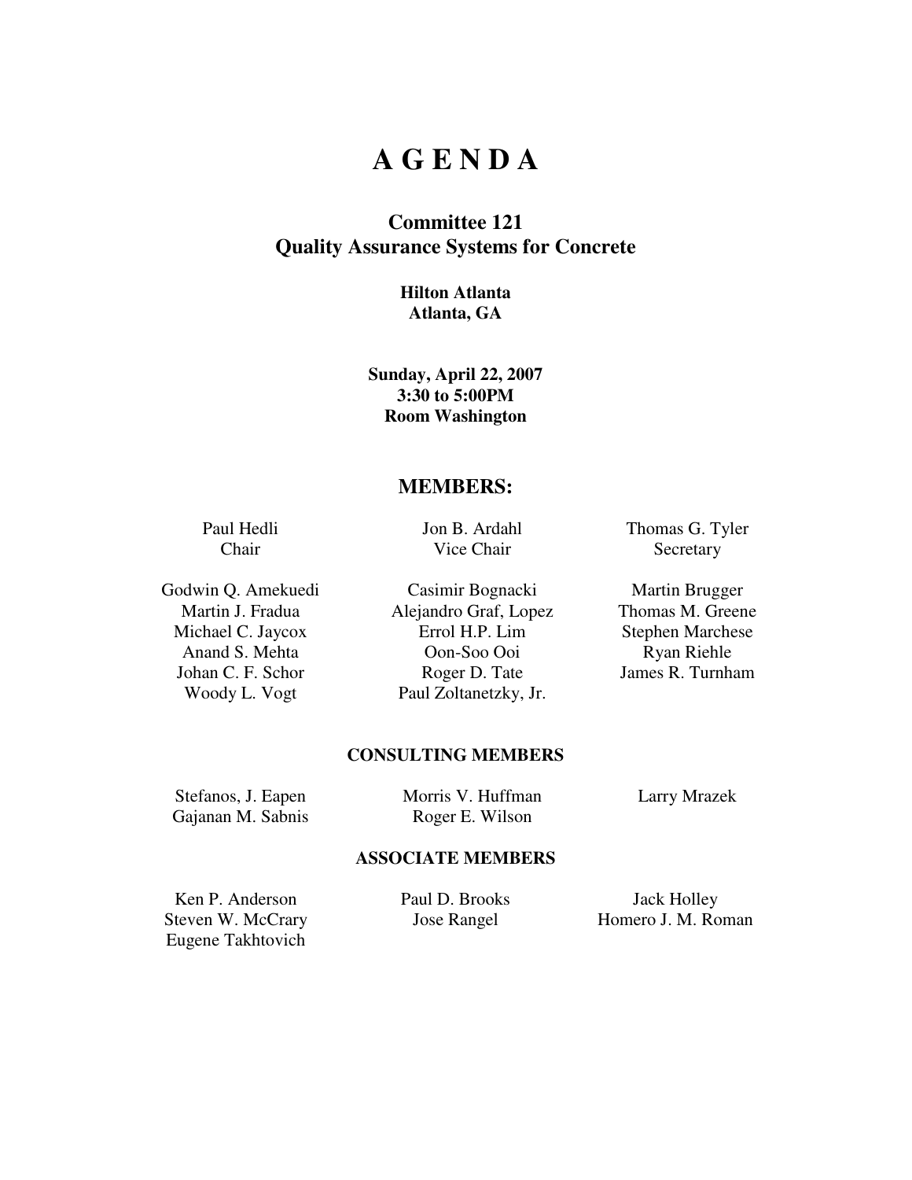# A G E N D A

## Committee 121
## Quality Assurance Systems for Concrete

**Hilton Atlanta**
**Atlanta, GA**

**Sunday, April 22, 2007**
**3:30 to 5:00PM**
**Room Washington**

## MEMBERS:

| | | |
|---|---|---|
| Paul Hedli<br>Chair | Jon B. Ardahl<br>Vice Chair | Thomas G. Tyler<br>Secretary |
| Godwin Q. Amekuedi | Casimir Bognacki | Martin Brugger |
| Martin J. Fradua | Alejandro Graf, Lopez | Thomas M. Greene |
| Michael C. Jaycox | Errol H.P. Lim | Stephen Marchese |
| Anand S. Mehta | Oon-Soo Ooi | Ryan Riehle |
| Johan C. F. Schor | Roger D. Tate | James R. Turnham |
| Woody L. Vogt | Paul Zoltanetzky, Jr. | |

### CONSULTING MEMBERS

| | | |
|---|---|---|
| Stefanos, J. Eapen | Morris V. Huffman | Larry Mrazek |
| Gajanan M. Sabnis | Roger E. Wilson | |

### ASSOCIATE MEMBERS

| | | |
|---|---|---|
| Ken P. Anderson | Paul D. Brooks | Jack Holley |
| Steven W. McCrary | Jose Rangel | Homero J. M. Roman |
| Eugene Takhtovich | | |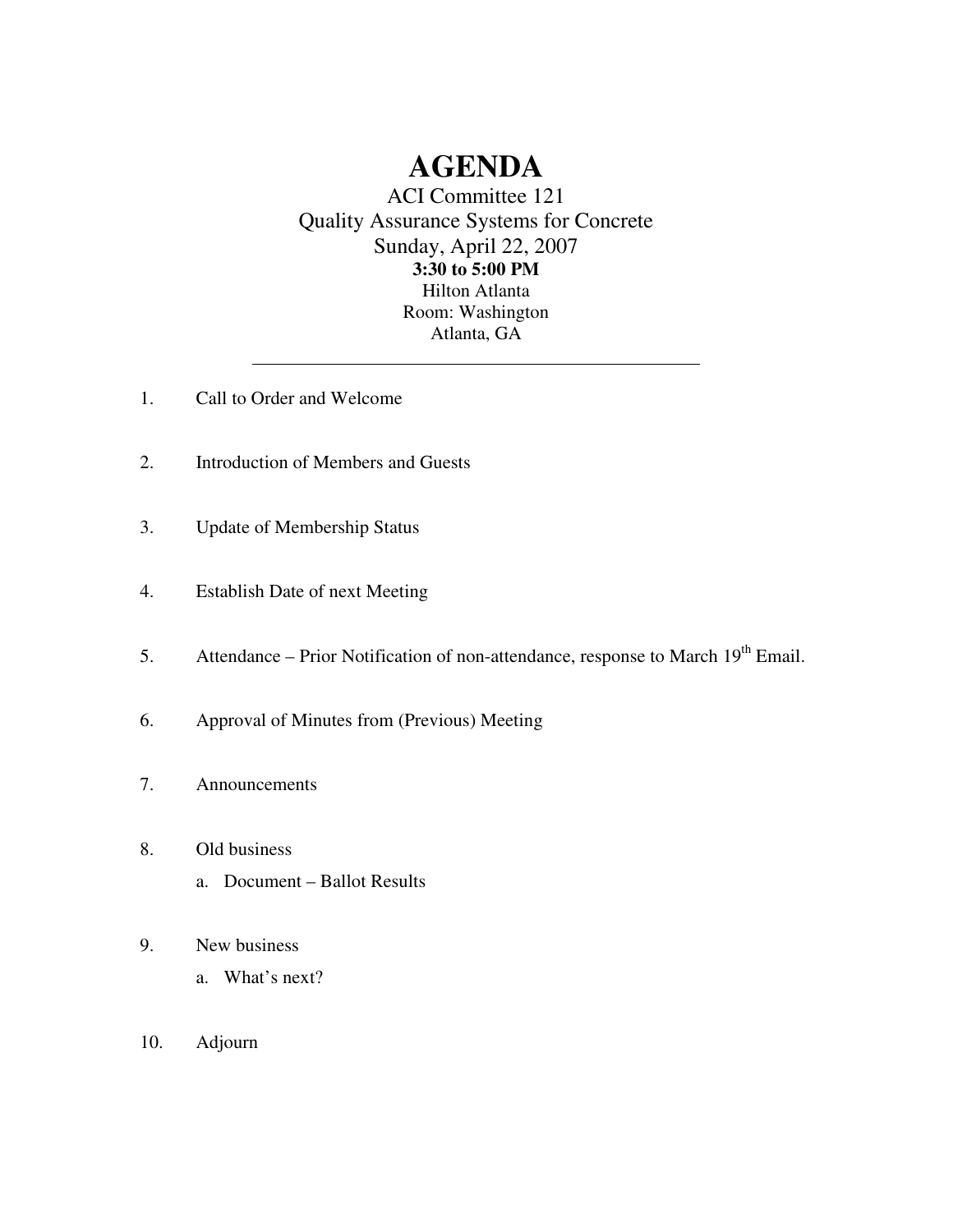# AGENDA

ACI Committee 121
Quality Assurance Systems for Concrete
Sunday, April 22, 2007
**3:30 to 5:00 PM**
Hilton Atlanta
Room: Washington
Atlanta, GA

---

1. Call to Order and Welcome

2. Introduction of Members and Guests

3. Update of Membership Status

4. Establish Date of next Meeting

5. Attendance – Prior Notification of non-attendance, response to March 19th Email.

6. Approval of Minutes from (Previous) Meeting

7. Announcements

8. Old business
   a. Document – Ballot Results

9. New business
   a. What's next?

10. Adjourn